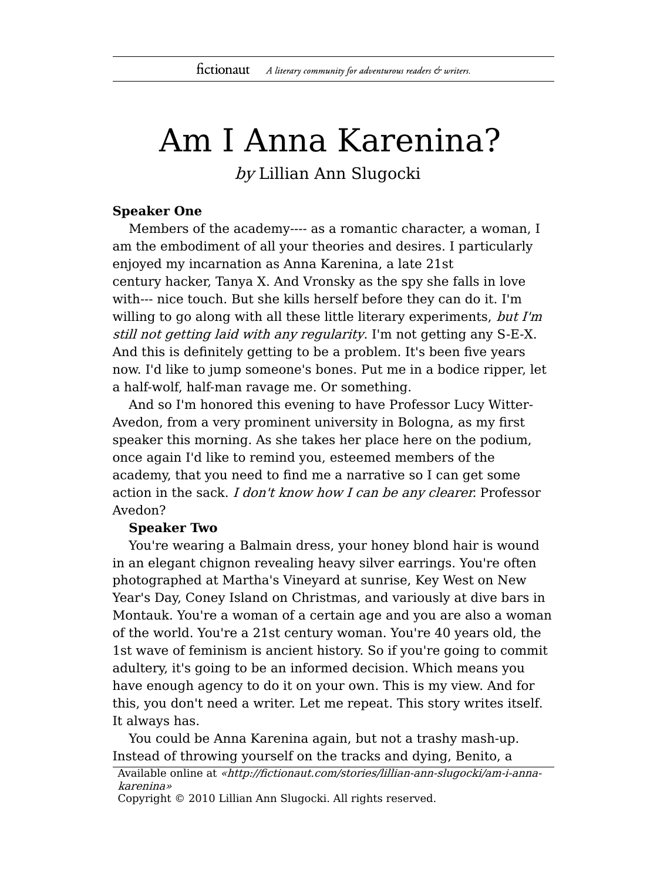# Am I Anna Karenina?

*by* Lillian Ann Slugocki

**Speaker One**

Members of the academy---- as a romantic character, a woman, I am the embodiment of all your theories and desires. I particularly enjoyed my incarnation as Anna Karenina, a late 21st century hacker, Tanya X. And Vronsky as the spy she falls in love with--- nice touch. But she kills herself before they can do it. I'm willing to go along with all these little literary experiments, *but I'm still not getting laid with any regularity*. I'm not getting any S-E-X. And this is definitely getting to be a problem. It's been five years now. I'd like to jump someone's bones. Put me in a bodice ripper, let a half-wolf, half-man ravage me. Or something.

And so I'm honored this evening to have Professor Lucy Witter-Avedon, from a very prominent university in Bologna, as my first speaker this morning. As she takes her place here on the podium, once again I'd like to remind you, esteemed members of the academy, that you need to find me a narrative so I can get some action in the sack. *I don't know how I can be any clearer*. Professor Avedon?

**Speaker Two**

You're wearing a Balmain dress, your honey blond hair is wound in an elegant chignon revealing heavy silver earrings. You're often photographed at Martha's Vineyard at sunrise, Key West on New Year's Day, Coney Island on Christmas, and variously at dive bars in Montauk. You're a woman of a certain age and you are also a woman of the world. You're a 21st century woman. You're 40 years old, the 1st wave of feminism is ancient history. So if you're going to commit adultery, it's going to be an informed decision. Which means you have enough agency to do it on your own. This is my view. And for this, you don't need a writer. Let me repeat. This story writes itself. It always has.

You could be Anna Karenina again, but not a trashy mash-up. Instead of throwing yourself on the tracks and dying, Benito, a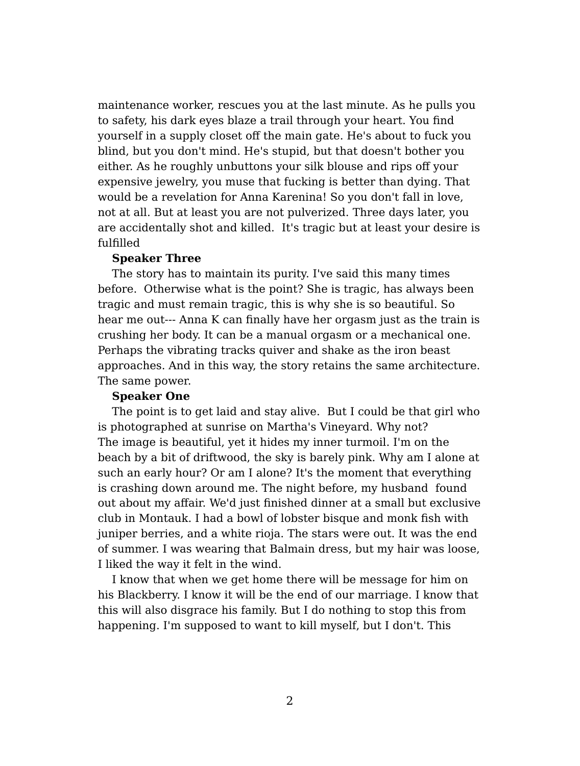maintenance worker, rescues you at the last minute. As he pulls you to safety, his dark eyes blaze a trail through your heart. You find yourself in a supply closet off the main gate. He's about to fuck you blind, but you don't mind. He's stupid, but that doesn't bother you either. As he roughly unbuttons your silk blouse and rips off your expensive jewelry, you muse that fucking is better than dying. That would be a revelation for Anna Karenina! So you don't fall in love, not at all. But at least you are not pulverized. Three days later, you are accidentally shot and killed. It's tragic but at least your desire is fulfilled

**Speaker Three**

The story has to maintain its purity. I've said this many times before. Otherwise what is the point? She is tragic, has always been tragic and must remain tragic, this is why she is so beautiful. So hear me out--- Anna K can finally have her orgasm just as the train is crushing her body. It can be a manual orgasm or a mechanical one. Perhaps the vibrating tracks quiver and shake as the iron beast approaches. And in this way, the story retains the same architecture. The same power.

**Speaker One**

The point is to get laid and stay alive. But I could be that girl who is photographed at sunrise on Martha's Vineyard. Why not?
The image is beautiful, yet it hides my inner turmoil. I'm on the beach by a bit of driftwood, the sky is barely pink. Why am I alone at such an early hour? Or am I alone? It's the moment that everything is crashing down around me. The night before, my husband found out about my affair. We'd just finished dinner at a small but exclusive club in Montauk. I had a bowl of lobster bisque and monk fish with juniper berries, and a white rioja. The stars were out. It was the end of summer. I was wearing that Balmain dress, but my hair was loose, I liked the way it felt in the wind.

I know that when we get home there will be message for him on his Blackberry. I know it will be the end of our marriage. I know that this will also disgrace his family. But I do nothing to stop this from happening. I'm supposed to want to kill myself, but I don't. This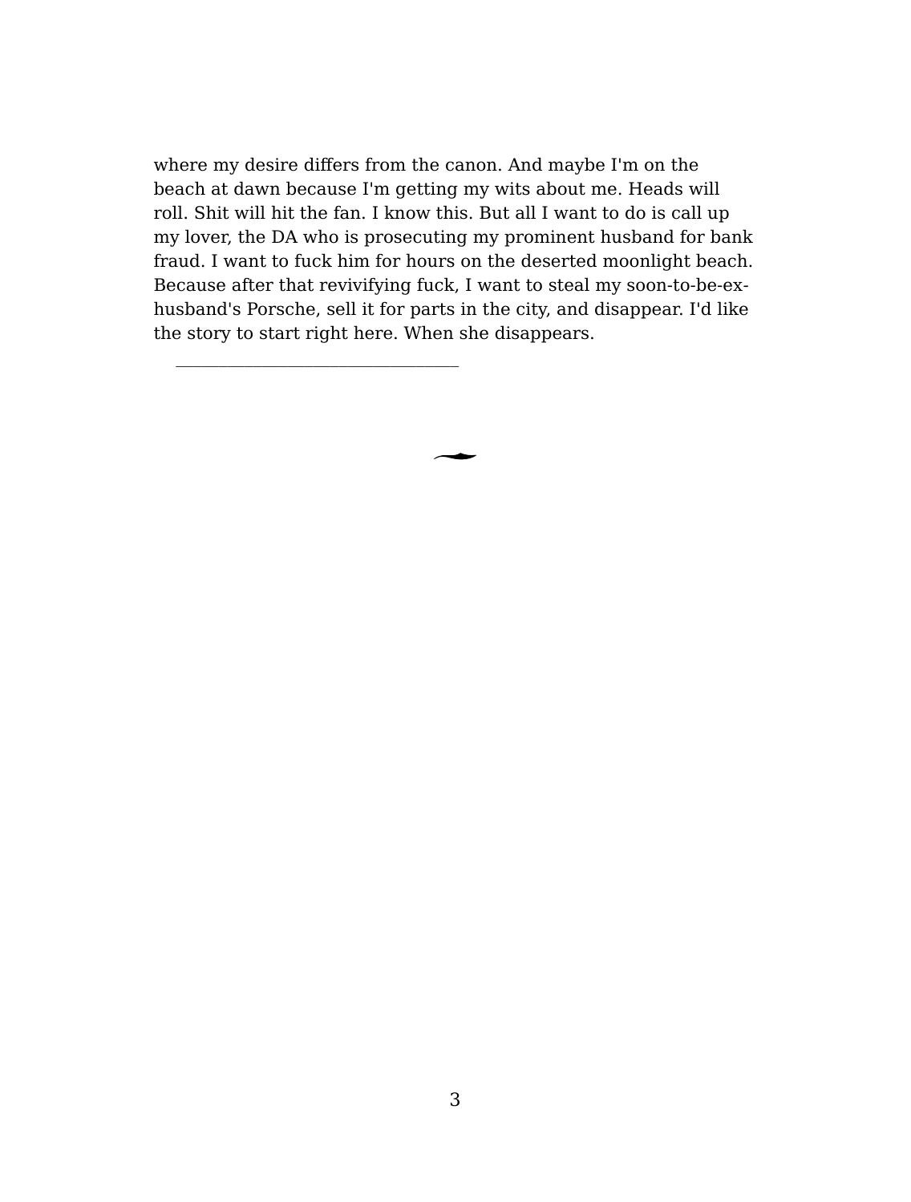where my desire differs from the canon. And maybe I'm on the beach at dawn because I'm getting my wits about me. Heads will roll. Shit will hit the fan. I know this. But all I want to do is call up my lover, the DA who is prosecuting my prominent husband for bank fraud. I want to fuck him for hours on the deserted moonlight beach. Because after that revivifying fuck, I want to steal my soon-to-be-ex-husband's Porsche, sell it for parts in the city, and disappear. I'd like the story to start right here. When she disappears.

---